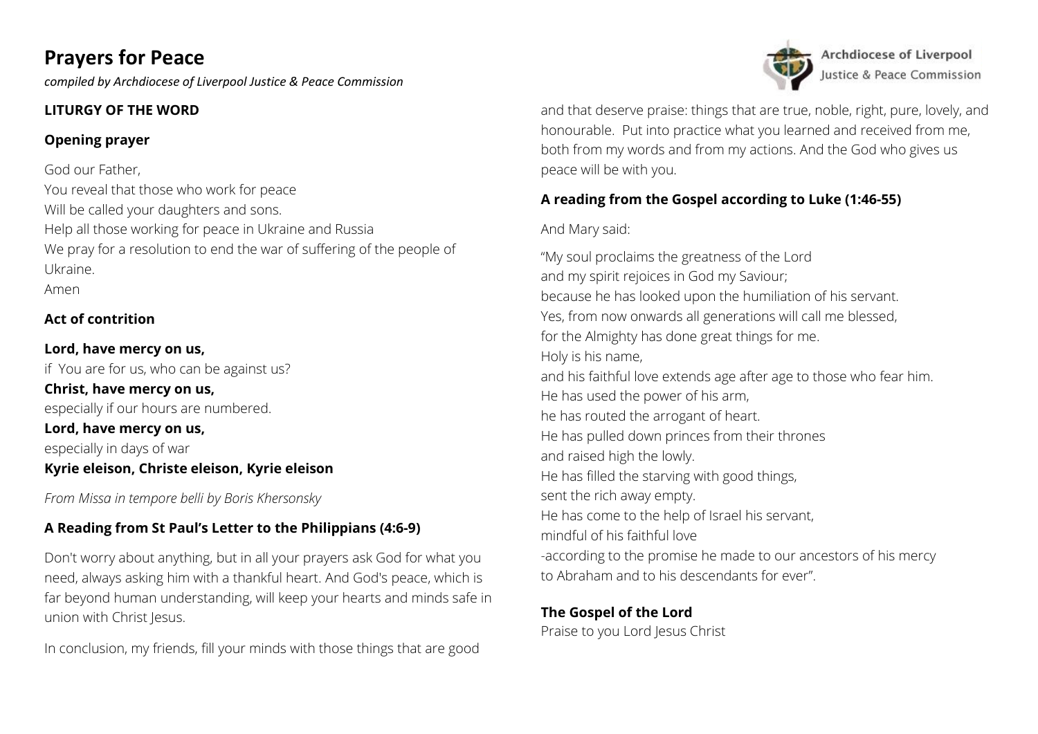# Prayers for Peace

*compiled by Archdiocese of Liverpool Justice & Peace Commission*

Archdiocese of Liverpool
Justice & Peace Commission

## LITURGY OF THE WORD

### Opening prayer

God our Father,
You reveal that those who work for peace
Will be called your daughters and sons.
Help all those working for peace in Ukraine and Russia
We pray for a resolution to end the war of suffering of the people of Ukraine.
Amen

### Act of contrition

**Lord, have mercy on us,**
if You are for us, who can be against us?
**Christ, have mercy on us,**
especially if our hours are numbered.
**Lord, have mercy on us,**
especially in days of war
**Kyrie eleison, Christe eleison, Kyrie eleison**

*From Missa in tempore belli by Boris Khersonsky*

### A Reading from St Paul's Letter to the Philippians (4:6-9)

Don't worry about anything, but in all your prayers ask God for what you need, always asking him with a thankful heart. And God's peace, which is far beyond human understanding, will keep your hearts and minds safe in union with Christ Jesus.

In conclusion, my friends, fill your minds with those things that are good and that deserve praise: things that are true, noble, right, pure, lovely, and honourable. Put into practice what you learned and received from me, both from my words and from my actions. And the God who gives us peace will be with you.

### A reading from the Gospel according to Luke (1:46-55)

And Mary said:

"My soul proclaims the greatness of the Lord
and my spirit rejoices in God my Saviour;
because he has looked upon the humiliation of his servant.
Yes, from now onwards all generations will call me blessed,
for the Almighty has done great things for me.
Holy is his name,
and his faithful love extends age after age to those who fear him.
He has used the power of his arm,
he has routed the arrogant of heart.
He has pulled down princes from their thrones
and raised high the lowly.
He has filled the starving with good things,
sent the rich away empty.
He has come to the help of Israel his servant,
mindful of his faithful love
-according to the promise he made to our ancestors of his mercy
to Abraham and to his descendants for ever".

**The Gospel of the Lord**
Praise to you Lord Jesus Christ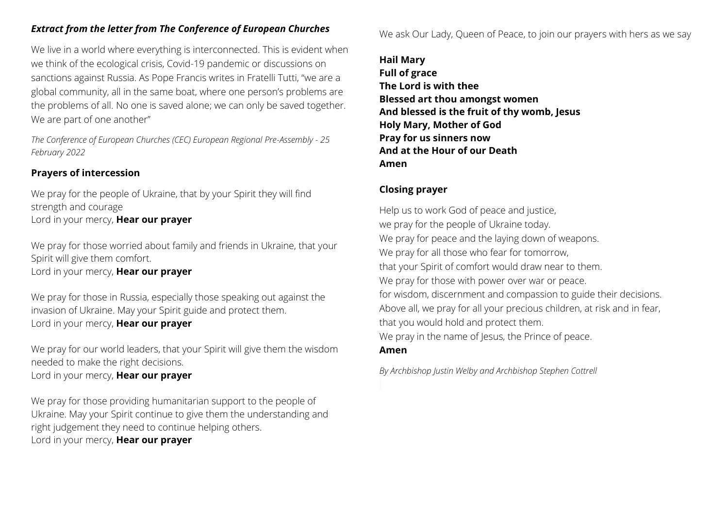***Extract from the letter from The Conference of European Churches***

We live in a world where everything is interconnected. This is evident when we think of the ecological crisis, Covid-19 pandemic or discussions on sanctions against Russia. As Pope Francis writes in Fratelli Tutti, "we are a global community, all in the same boat, where one person's problems are the problems of all. No one is saved alone; we can only be saved together. We are part of one another"

*The Conference of European Churches (CEC) European Regional Pre-Assembly - 25 February 2022*

**Prayers of intercession**

We pray for the people of Ukraine, that by your Spirit they will find strength and courage
Lord in your mercy, **Hear our prayer**

We pray for those worried about family and friends in Ukraine, that your Spirit will give them comfort.
Lord in your mercy, **Hear our prayer**

We pray for those in Russia, especially those speaking out against the invasion of Ukraine. May your Spirit guide and protect them.
Lord in your mercy, **Hear our prayer**

We pray for our world leaders, that your Spirit will give them the wisdom needed to make the right decisions.
Lord in your mercy, **Hear our prayer**

We pray for those providing humanitarian support to the people of Ukraine. May your Spirit continue to give them the understanding and right judgement they need to continue helping others.
Lord in your mercy, **Hear our prayer**

We ask Our Lady, Queen of Peace, to join our prayers with hers as we say

**Hail Mary**
**Full of grace**
**The Lord is with thee**
**Blessed art thou amongst women**
**And blessed is the fruit of thy womb, Jesus**
**Holy Mary, Mother of God**
**Pray for us sinners now**
**And at the Hour of our Death**
**Amen**

**Closing prayer**

Help us to work God of peace and justice,
we pray for the people of Ukraine today.
We pray for peace and the laying down of weapons.
We pray for all those who fear for tomorrow,
that your Spirit of comfort would draw near to them.
We pray for those with power over war or peace.
for wisdom, discernment and compassion to guide their decisions.
Above all, we pray for all your precious children, at risk and in fear,
that you would hold and protect them.
We pray in the name of Jesus, the Prince of peace.
**Amen**

*By Archbishop Justin Welby and Archbishop Stephen Cottrell*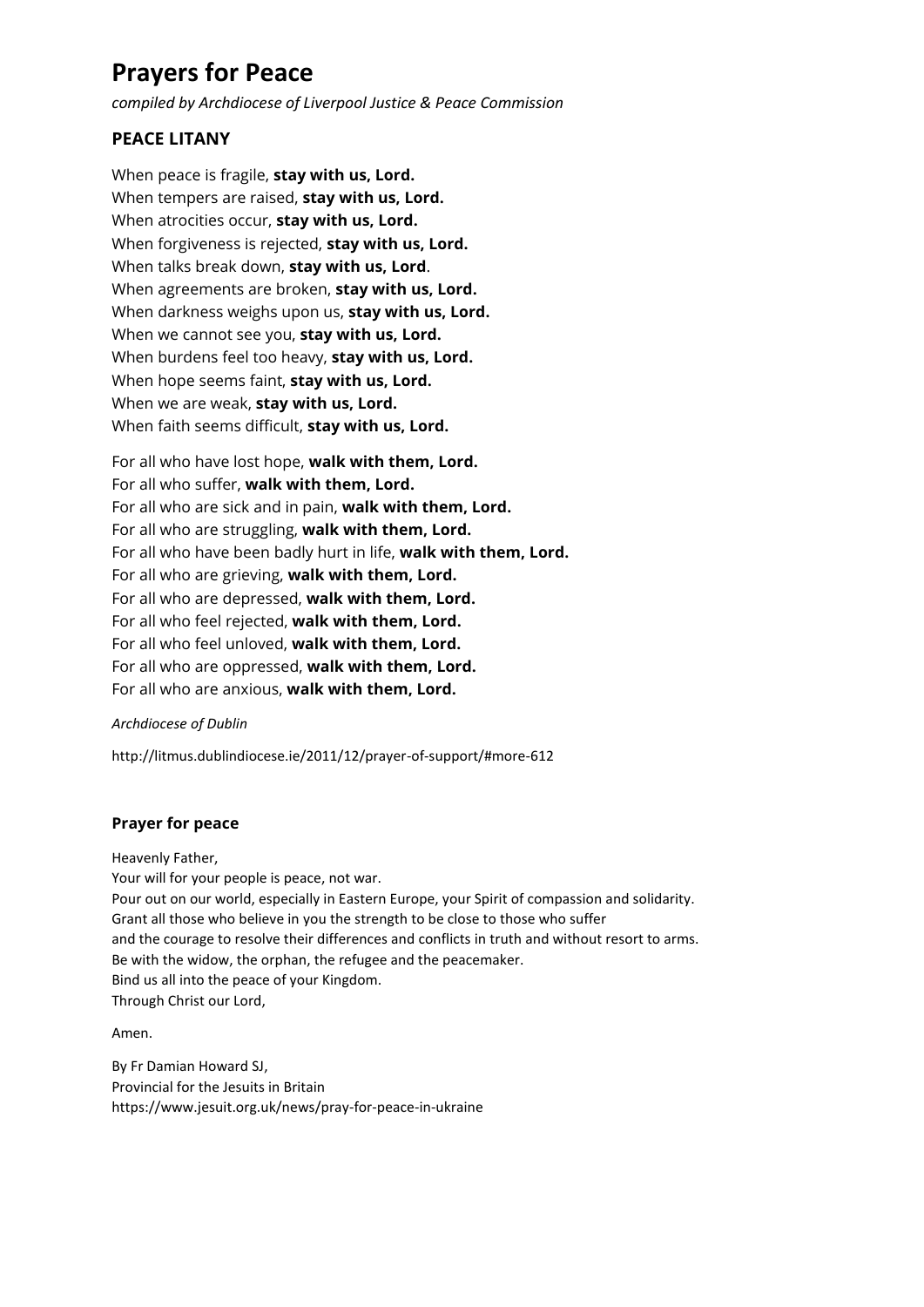# Prayers for Peace

*compiled by Archdiocese of Liverpool Justice & Peace Commission*

## PEACE LITANY

When peace is fragile, **stay with us, Lord.**
When tempers are raised, **stay with us, Lord.**
When atrocities occur, **stay with us, Lord.**
When forgiveness is rejected, **stay with us, Lord.**
When talks break down, **stay with us, Lord**.
When agreements are broken, **stay with us, Lord.**
When darkness weighs upon us, **stay with us, Lord.**
When we cannot see you, **stay with us, Lord.**
When burdens feel too heavy, **stay with us, Lord.**
When hope seems faint, **stay with us, Lord.**
When we are weak, **stay with us, Lord.**
When faith seems difficult, **stay with us, Lord.**

For all who have lost hope, **walk with them, Lord.**
For all who suffer, **walk with them, Lord.**
For all who are sick and in pain, **walk with them, Lord.**
For all who are struggling, **walk with them, Lord.**
For all who have been badly hurt in life, **walk with them, Lord.**
For all who are grieving, **walk with them, Lord.**
For all who are depressed, **walk with them, Lord.**
For all who feel rejected, **walk with them, Lord.**
For all who feel unloved, **walk with them, Lord.**
For all who are oppressed, **walk with them, Lord.**
For all who are anxious, **walk with them, Lord.**

*Archdiocese of Dublin*

http://litmus.dublindiocese.ie/2011/12/prayer-of-support/#more-612

### Prayer for peace

Heavenly Father,
Your will for your people is peace, not war.
Pour out on our world, especially in Eastern Europe, your Spirit of compassion and solidarity.
Grant all those who believe in you the strength to be close to those who suffer
and the courage to resolve their differences and conflicts in truth and without resort to arms.
Be with the widow, the orphan, the refugee and the peacemaker.
Bind us all into the peace of your Kingdom.
Through Christ our Lord,

Amen.

By Fr Damian Howard SJ,
Provincial for the Jesuits in Britain
https://www.jesuit.org.uk/news/pray-for-peace-in-ukraine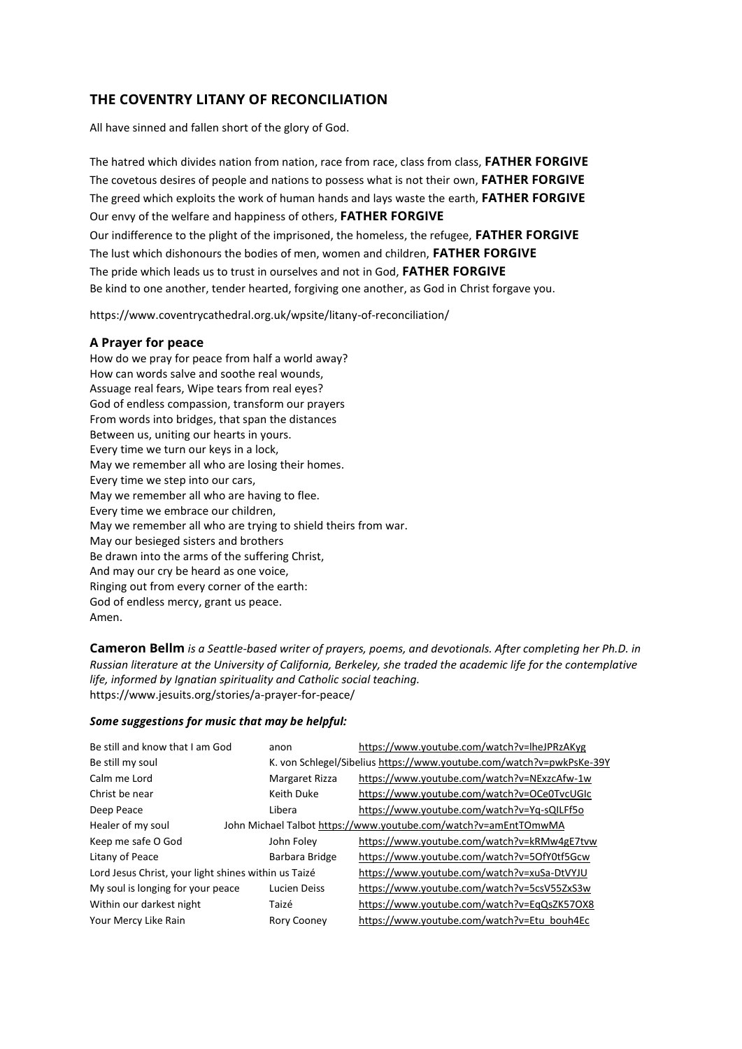## THE COVENTRY LITANY OF RECONCILIATION

All have sinned and fallen short of the glory of God.

The hatred which divides nation from nation, race from race, class from class, **FATHER FORGIVE**
The covetous desires of people and nations to possess what is not their own, **FATHER FORGIVE**
The greed which exploits the work of human hands and lays waste the earth, **FATHER FORGIVE**
Our envy of the welfare and happiness of others, **FATHER FORGIVE**
Our indifference to the plight of the imprisoned, the homeless, the refugee, **FATHER FORGIVE**
The lust which dishonours the bodies of men, women and children, **FATHER FORGIVE**
The pride which leads us to trust in ourselves and not in God, **FATHER FORGIVE**
Be kind to one another, tender hearted, forgiving one another, as God in Christ forgave you.

https://www.coventrycathedral.org.uk/wpsite/litany-of-reconciliation/

### A Prayer for peace

How do we pray for peace from half a world away?
How can words salve and soothe real wounds,
Assuage real fears, Wipe tears from real eyes?
God of endless compassion, transform our prayers
From words into bridges, that span the distances
Between us, uniting our hearts in yours.
Every time we turn our keys in a lock,
May we remember all who are losing their homes.
Every time we step into our cars,
May we remember all who are having to flee.
Every time we embrace our children,
May we remember all who are trying to shield theirs from war.
May our besieged sisters and brothers
Be drawn into the arms of the suffering Christ,
And may our cry be heard as one voice,
Ringing out from every corner of the earth:
God of endless mercy, grant us peace.
Amen.

**Cameron Bellm** *is a Seattle-based writer of prayers, poems, and devotionals. After completing her Ph.D. in Russian literature at the University of California, Berkeley, she traded the academic life for the contemplative life, informed by Ignatian spirituality and Catholic social teaching.*
https://www.jesuits.org/stories/a-prayer-for-peace/

***Some suggestions for music that may be helpful:***

| Title | Composer | Link |
|---|---|---|
| Be still and know that I am God | anon | https://www.youtube.com/watch?v=lheJPRzAKyg |
| Be still my soul | K. von Schlegel/Sibelius | https://www.youtube.com/watch?v=pwkPsKe-39Y |
| Calm me Lord | Margaret Rizza | https://www.youtube.com/watch?v=NExzcAfw-1w |
| Christ be near | Keith Duke | https://www.youtube.com/watch?v=OCe0TvcUGIc |
| Deep Peace | Libera | https://www.youtube.com/watch?v=Yq-sQILFf5o |
| Healer of my soul | John Michael Talbot | https://www.youtube.com/watch?v=amEntTOmwMA |
| Keep me safe O God | John Foley | https://www.youtube.com/watch?v=kRMw4gE7tvw |
| Litany of Peace | Barbara Bridge | https://www.youtube.com/watch?v=5OfY0tf5Gcw |
| Lord Jesus Christ, your light shines within us | Taizé | https://www.youtube.com/watch?v=xuSa-DtVYJU |
| My soul is longing for your peace | Lucien Deiss | https://www.youtube.com/watch?v=5csV55ZxS3w |
| Within our darkest night | Taizé | https://www.youtube.com/watch?v=EqQsZK57OX8 |
| Your Mercy Like Rain | Rory Cooney | https://www.youtube.com/watch?v=Etu_bouh4Ec |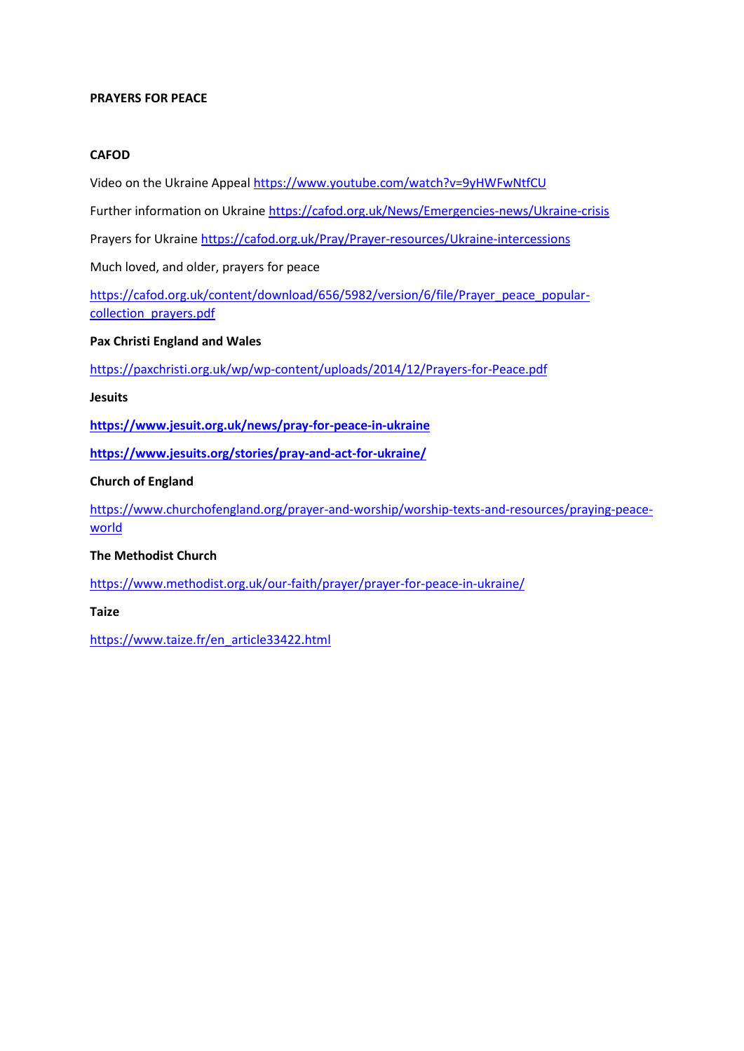**PRAYERS FOR PEACE**

**CAFOD**

Video on the Ukraine Appeal https://www.youtube.com/watch?v=9yHWFwNtfCU

Further information on Ukraine https://cafod.org.uk/News/Emergencies-news/Ukraine-crisis

Prayers for Ukraine https://cafod.org.uk/Pray/Prayer-resources/Ukraine-intercessions

Much loved, and older, prayers for peace

https://cafod.org.uk/content/download/656/5982/version/6/file/Prayer_peace_popular-collection_prayers.pdf

**Pax Christi England and Wales**

https://paxchristi.org.uk/wp/wp-content/uploads/2014/12/Prayers-for-Peace.pdf

**Jesuits**

**https://www.jesuit.org.uk/news/pray-for-peace-in-ukraine**

**https://www.jesuits.org/stories/pray-and-act-for-ukraine/**

**Church of England**

https://www.churchofengland.org/prayer-and-worship/worship-texts-and-resources/praying-peace-world

**The Methodist Church**

https://www.methodist.org.uk/our-faith/prayer/prayer-for-peace-in-ukraine/

**Taize**

https://www.taize.fr/en_article33422.html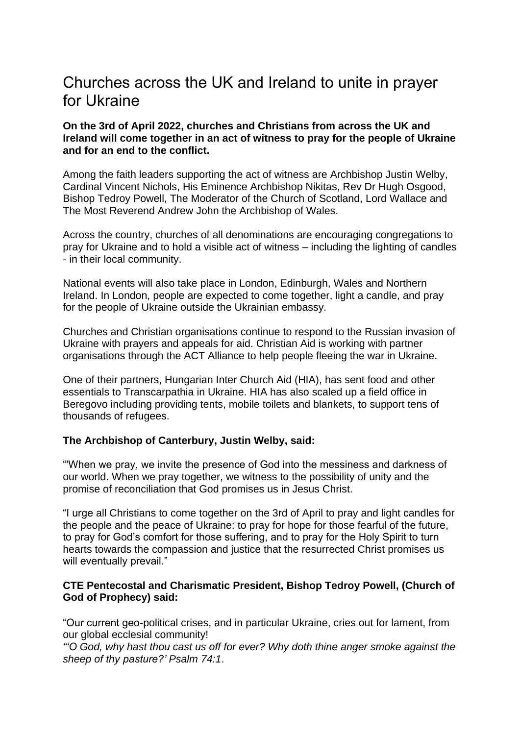# Churches across the UK and Ireland to unite in prayer for Ukraine

**On the 3rd of April 2022, churches and Christians from across the UK and Ireland will come together in an act of witness to pray for the people of Ukraine and for an end to the conflict.**

Among the faith leaders supporting the act of witness are Archbishop Justin Welby, Cardinal Vincent Nichols, His Eminence Archbishop Nikitas, Rev Dr Hugh Osgood, Bishop Tedroy Powell, The Moderator of the Church of Scotland, Lord Wallace and The Most Reverend Andrew John the Archbishop of Wales.

Across the country, churches of all denominations are encouraging congregations to pray for Ukraine and to hold a visible act of witness – including the lighting of candles - in their local community.

National events will also take place in London, Edinburgh, Wales and Northern Ireland. In London, people are expected to come together, light a candle, and pray for the people of Ukraine outside the Ukrainian embassy.

Churches and Christian organisations continue to respond to the Russian invasion of Ukraine with prayers and appeals for aid. Christian Aid is working with partner organisations through the ACT Alliance to help people fleeing the war in Ukraine.

One of their partners, Hungarian Inter Church Aid (HIA), has sent food and other essentials to Transcarpathia in Ukraine. HIA has also scaled up a field office in Beregovo including providing tents, mobile toilets and blankets, to support tens of thousands of refugees.

**The Archbishop of Canterbury, Justin Welby, said:**

"'When we pray, we invite the presence of God into the messiness and darkness of our world. When we pray together, we witness to the possibility of unity and the promise of reconciliation that God promises us in Jesus Christ.

"I urge all Christians to come together on the 3rd of April to pray and light candles for the people and the peace of Ukraine: to pray for hope for those fearful of the future, to pray for God's comfort for those suffering, and to pray for the Holy Spirit to turn hearts towards the compassion and justice that the resurrected Christ promises us will eventually prevail."

**CTE Pentecostal and Charismatic President, Bishop Tedroy Powell, (Church of God of Prophecy) said:**

"Our current geo-political crises, and in particular Ukraine, cries out for lament, from our global ecclesial community!
*"'O God, why hast thou cast us off for ever? Why doth thine anger smoke against the sheep of thy pasture?' Psalm 74:1*.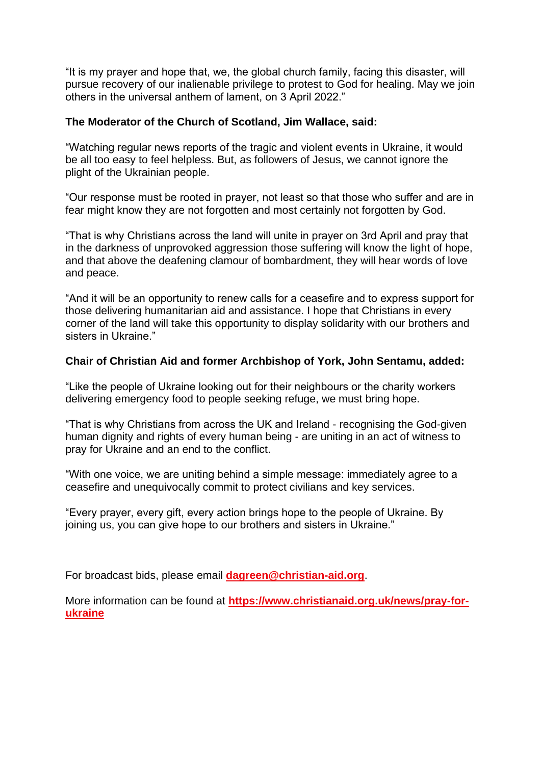"It is my prayer and hope that, we, the global church family, facing this disaster, will pursue recovery of our inalienable privilege to protest to God for healing. May we join others in the universal anthem of lament, on 3 April 2022."

**The Moderator of the Church of Scotland, Jim Wallace, said:**

"Watching regular news reports of the tragic and violent events in Ukraine, it would be all too easy to feel helpless. But, as followers of Jesus, we cannot ignore the plight of the Ukrainian people.

"Our response must be rooted in prayer, not least so that those who suffer and are in fear might know they are not forgotten and most certainly not forgotten by God.

"That is why Christians across the land will unite in prayer on 3rd April and pray that in the darkness of unprovoked aggression those suffering will know the light of hope, and that above the deafening clamour of bombardment, they will hear words of love and peace.

"And it will be an opportunity to renew calls for a ceasefire and to express support for those delivering humanitarian aid and assistance. I hope that Christians in every corner of the land will take this opportunity to display solidarity with our brothers and sisters in Ukraine."

**Chair of Christian Aid and former Archbishop of York, John Sentamu, added:**

"Like the people of Ukraine looking out for their neighbours or the charity workers delivering emergency food to people seeking refuge, we must bring hope.

"That is why Christians from across the UK and Ireland - recognising the God-given human dignity and rights of every human being - are uniting in an act of witness to pray for Ukraine and an end to the conflict.

"With one voice, we are uniting behind a simple message: immediately agree to a ceasefire and unequivocally commit to protect civilians and key services.

"Every prayer, every gift, every action brings hope to the people of Ukraine. By joining us, you can give hope to our brothers and sisters in Ukraine."

For broadcast bids, please email **dagreen@christian-aid.org**.

More information can be found at **https://www.christianaid.org.uk/news/pray-for-ukraine**